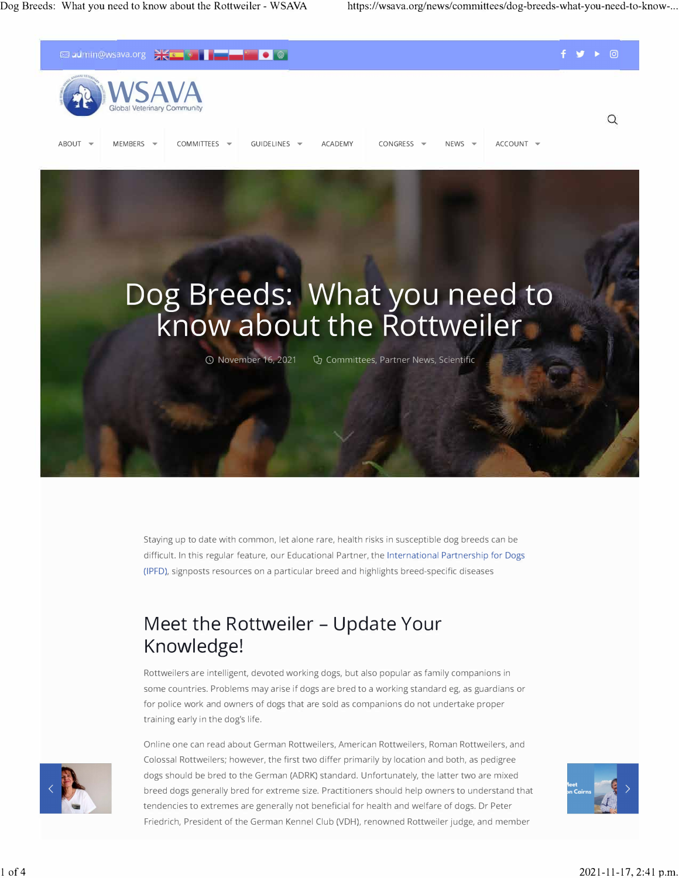# Dog Breeds: What you need to know about the Rottweiler

November 16, 2021 | Committees, Partner News, Scientific

Staying up to date with common, let alone rare, health risks in susceptible dog breeds can be difficult. In this regular feature, our Educational Partner, the International Partnership for Dogs (IPFD), signposts resources on a particular breed and highlights breed-specific diseases

## Meet the Rottweiler – Update Your Knowledge!

Rottweilers are intelligent, devoted working dogs, but also popular as family companions in some countries. Problems may arise if dogs are bred to a working standard eg, as guardians or for police work and owners of dogs that are sold as companions do not undertake proper training early in the dog's life.

Online one can read about German Rottweilers, American Rottweilers, Roman Rottweilers, and Colossal Rottweilers; however, the first two differ primarily by location and both, as pedigree dogs should be bred to the German (ADRK) standard. Unfortunately, the latter two are mixed breed dogs generally bred for extreme size. Practitioners should help owners to understand that tendencies to extremes are generally not beneficial for health and welfare of dogs. Dr Peter Friedrich, President of the German Kennel Club (VDH), renowned Rottweiler judge, and member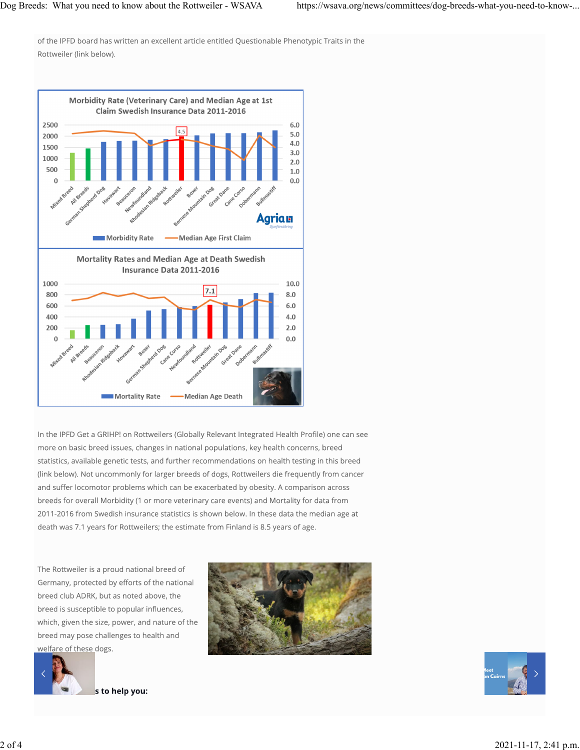of the IPFD board has written an excellent article entitled Questionable Phenotypic Traits in the Rottweiler (link below).

In the IPFD Get a GRIHP! on Rottweilers (Globally Relevant Integrated Health Profile) one can see more on basic breed issues, changes in national populations, key health concerns, breed statistics, available genetic tests, and further recommendations on health testing in this breed (link below). Not uncommonly for larger breeds of dogs, Rottweilers die frequently from cancer and suffer locomotor problems which can be exacerbated by obesity. A comparison across breeds for overall Morbidity (1 or more veterinary care events) and Mortality for data from 2011-2016 from Swedish insurance statistics is shown below. In these data the median age at death was 7.1 years for Rottweilers; the estimate from Finland is 8.5 years of age.

The Rottweiler is a proud national breed of Germany, protected by efforts of the national breed club ADRK, but as noted above, the breed is susceptible to popular influences, which, given the size, power, and nature of the breed may pose challenges to health and welfare of these dogs.

s to help you: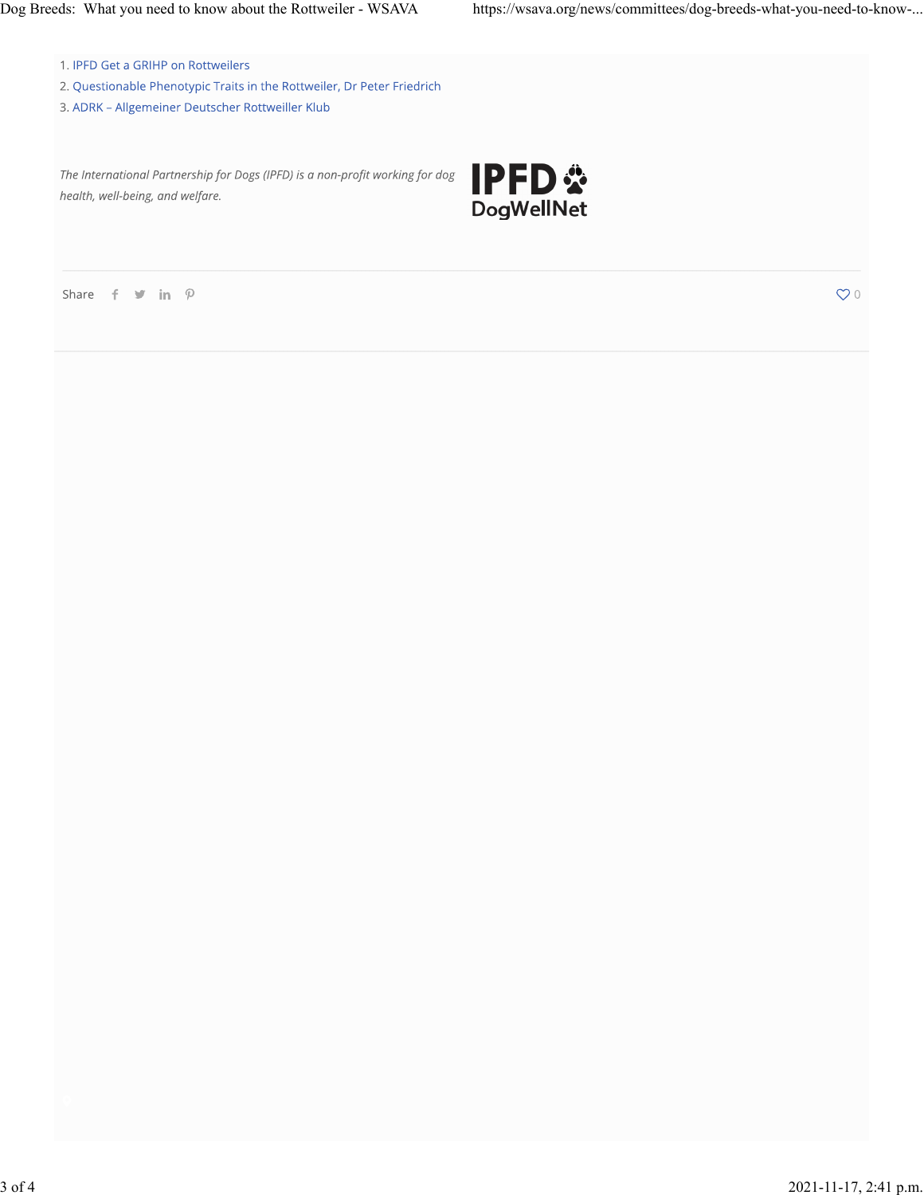1. IPFD Get a GRIHP on Rottweilers
2. Questionable Phenotypic Traits in the Rottweiler, Dr Peter Friedrich
3. ADRK – Allgemeiner Deutscher Rottweiller Klub

*The International Partnership for Dogs (IPFD) is a non-profit working for dog health, well-being, and welfare.*

IPFD DogWellNet

Share

0